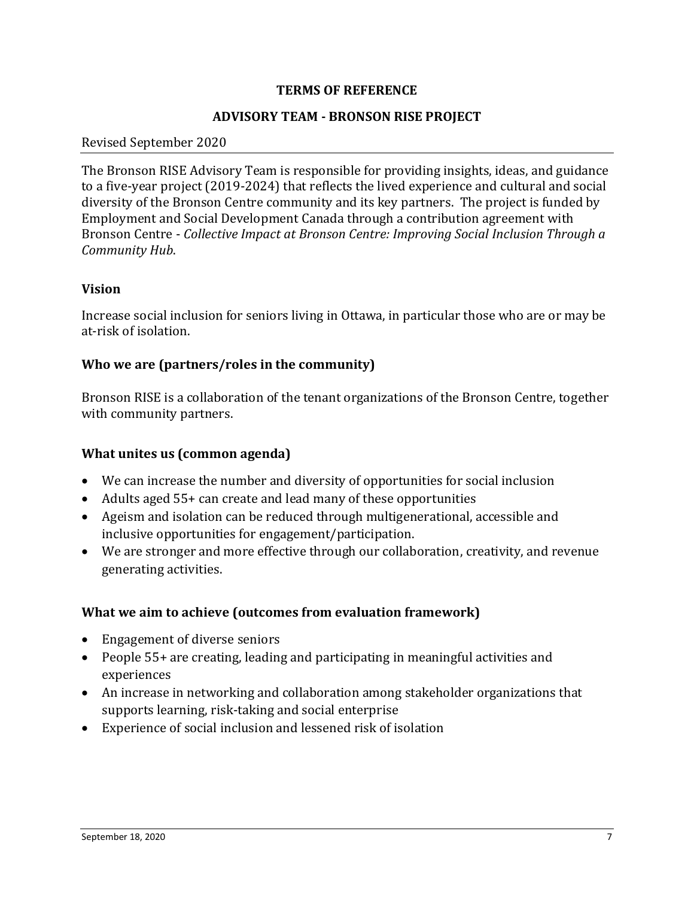# TERMS OF REFERENCE

## ADVISORY TEAM - BRONSON RISE PROJECT

Revised September 2020

The Bronson RISE Advisory Team is responsible for providing insights, ideas, and guidance to a five-year project (2019-2024) that reflects the lived experience and cultural and social diversity of the Bronson Centre community and its key partners. The project is funded by Employment and Social Development Canada through a contribution agreement with Bronson Centre - *Collective Impact at Bronson Centre: Improving Social Inclusion Through a Community Hub*.

### Vision

Increase social inclusion for seniors living in Ottawa, in particular those who are or may be at-risk of isolation.

### Who we are (partners/roles in the community)

Bronson RISE is a collaboration of the tenant organizations of the Bronson Centre, together with community partners.

### What unites us (common agenda)

- We can increase the number and diversity of opportunities for social inclusion
- Adults aged 55+ can create and lead many of these opportunities
- Ageism and isolation can be reduced through multigenerational, accessible and inclusive opportunities for engagement/participation.
- We are stronger and more effective through our collaboration, creativity, and revenue generating activities.

### What we aim to achieve (outcomes from evaluation framework)

- Engagement of diverse seniors
- People 55+ are creating, leading and participating in meaningful activities and experiences
- An increase in networking and collaboration among stakeholder organizations that supports learning, risk-taking and social enterprise
- Experience of social inclusion and lessened risk of isolation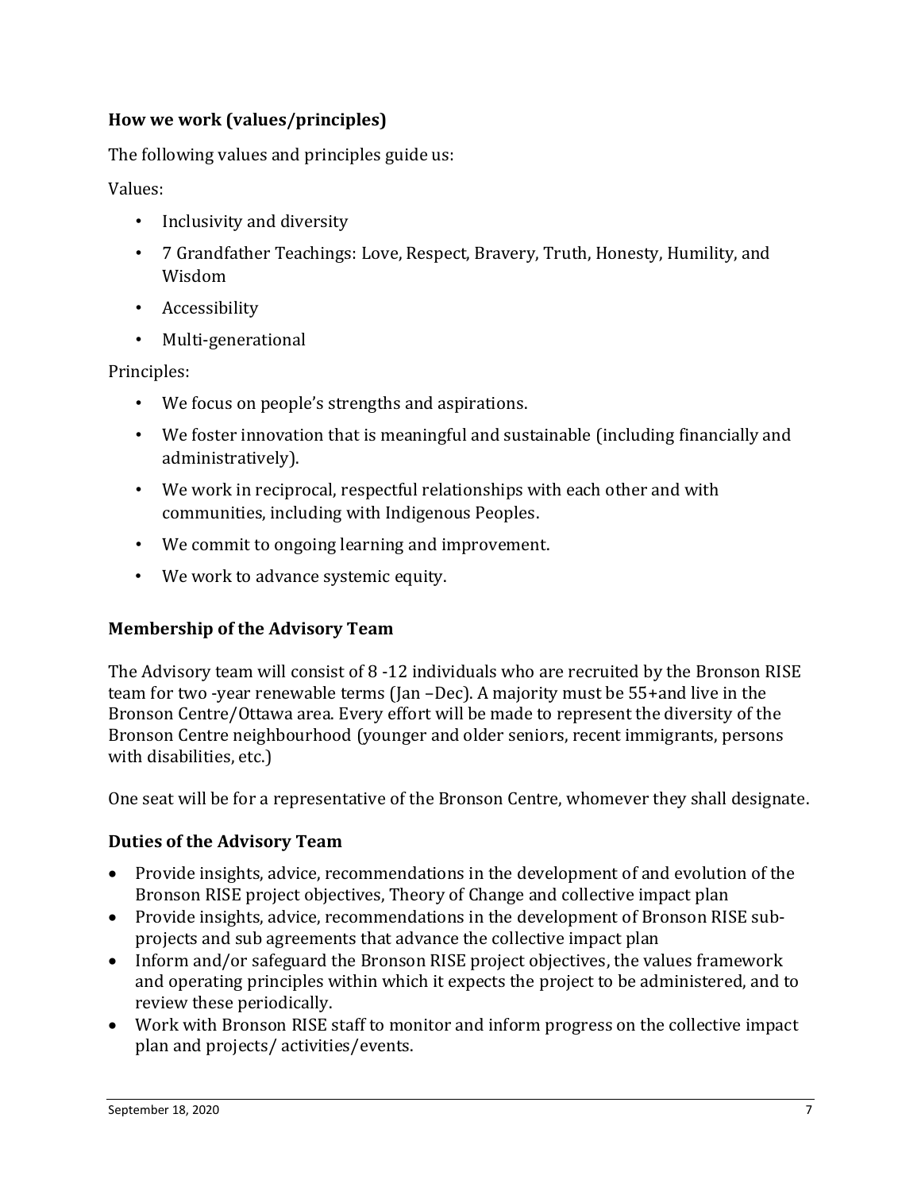### How we work (values/principles)

The following values and principles guide us:

Values:

- Inclusivity and diversity
- 7 Grandfather Teachings: Love, Respect, Bravery, Truth, Honesty, Humility, and Wisdom
- Accessibility
- Multi-generational

Principles:

- We focus on people's strengths and aspirations.
- We foster innovation that is meaningful and sustainable (including financially and administratively).
- We work in reciprocal, respectful relationships with each other and with communities, including with Indigenous Peoples.
- We commit to ongoing learning and improvement.
- We work to advance systemic equity.

### Membership of the Advisory Team

The Advisory team will consist of 8 -12 individuals who are recruited by the Bronson RISE team for two -year renewable terms (Jan –Dec). A majority must be 55+and live in the Bronson Centre/Ottawa area. Every effort will be made to represent the diversity of the Bronson Centre neighbourhood (younger and older seniors, recent immigrants, persons with disabilities, etc.)

One seat will be for a representative of the Bronson Centre, whomever they shall designate.

### Duties of the Advisory Team

- Provide insights, advice, recommendations in the development of and evolution of the Bronson RISE project objectives, Theory of Change and collective impact plan
- Provide insights, advice, recommendations in the development of Bronson RISE sub-projects and sub agreements that advance the collective impact plan
- Inform and/or safeguard the Bronson RISE project objectives, the values framework and operating principles within which it expects the project to be administered, and to review these periodically.
- Work with Bronson RISE staff to monitor and inform progress on the collective impact plan and projects/ activities/events.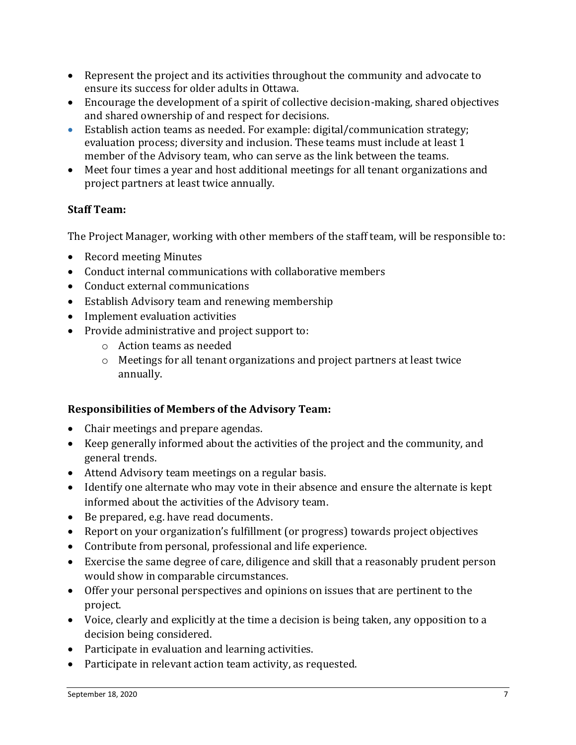- Represent the project and its activities throughout the community and advocate to ensure its success for older adults in Ottawa.
- Encourage the development of a spirit of collective decision-making, shared objectives and shared ownership of and respect for decisions.
- Establish action teams as needed. For example: digital/communication strategy; evaluation process; diversity and inclusion. These teams must include at least 1 member of the Advisory team, who can serve as the link between the teams.
- Meet four times a year and host additional meetings for all tenant organizations and project partners at least twice annually.

**Staff Team:**

The Project Manager, working with other members of the staff team, will be responsible to:

- Record meeting Minutes
- Conduct internal communications with collaborative members
- Conduct external communications
- Establish Advisory team and renewing membership
- Implement evaluation activities
- Provide administrative and project support to:
    - Action teams as needed
    - Meetings for all tenant organizations and project partners at least twice annually.

**Responsibilities of Members of the Advisory Team:**

- Chair meetings and prepare agendas.
- Keep generally informed about the activities of the project and the community, and general trends.
- Attend Advisory team meetings on a regular basis.
- Identify one alternate who may vote in their absence and ensure the alternate is kept informed about the activities of the Advisory team.
- Be prepared, e.g. have read documents.
- Report on your organization's fulfillment (or progress) towards project objectives
- Contribute from personal, professional and life experience.
- Exercise the same degree of care, diligence and skill that a reasonably prudent person would show in comparable circumstances.
- Offer your personal perspectives and opinions on issues that are pertinent to the project.
- Voice, clearly and explicitly at the time a decision is being taken, any opposition to a decision being considered.
- Participate in evaluation and learning activities.
- Participate in relevant action team activity, as requested.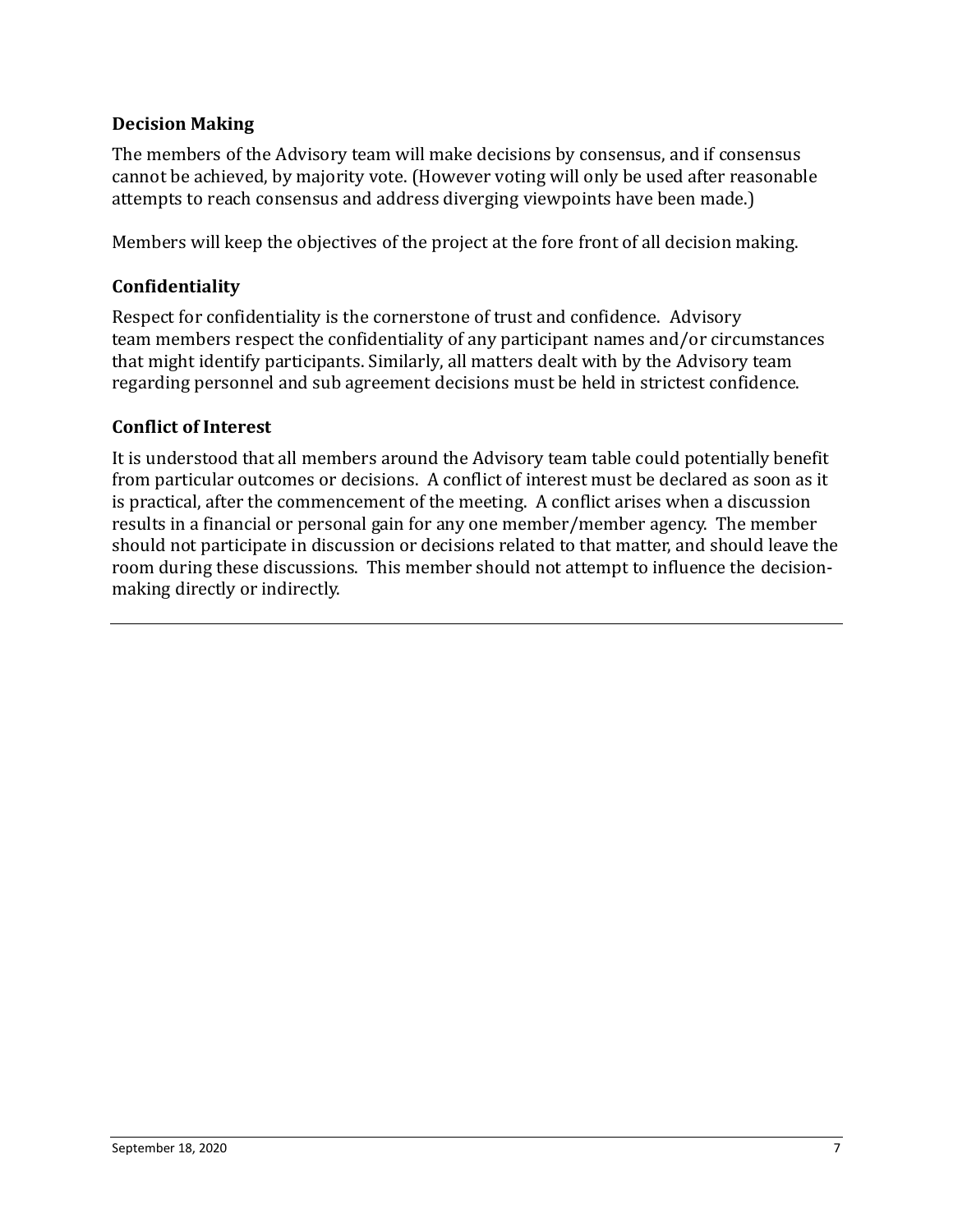## Decision Making

The members of the Advisory team will make decisions by consensus, and if consensus cannot be achieved, by majority vote. (However voting will only be used after reasonable attempts to reach consensus and address diverging viewpoints have been made.)

Members will keep the objectives of the project at the fore front of all decision making.

## Confidentiality

Respect for confidentiality is the cornerstone of trust and confidence. Advisory team members respect the confidentiality of any participant names and/or circumstances that might identify participants. Similarly, all matters dealt with by the Advisory team regarding personnel and sub agreement decisions must be held in strictest confidence.

## Conflict of Interest

It is understood that all members around the Advisory team table could potentially benefit from particular outcomes or decisions. A conflict of interest must be declared as soon as it is practical, after the commencement of the meeting. A conflict arises when a discussion results in a financial or personal gain for any one member/member agency. The member should not participate in discussion or decisions related to that matter, and should leave the room during these discussions. This member should not attempt to influence the decision-making directly or indirectly.

---